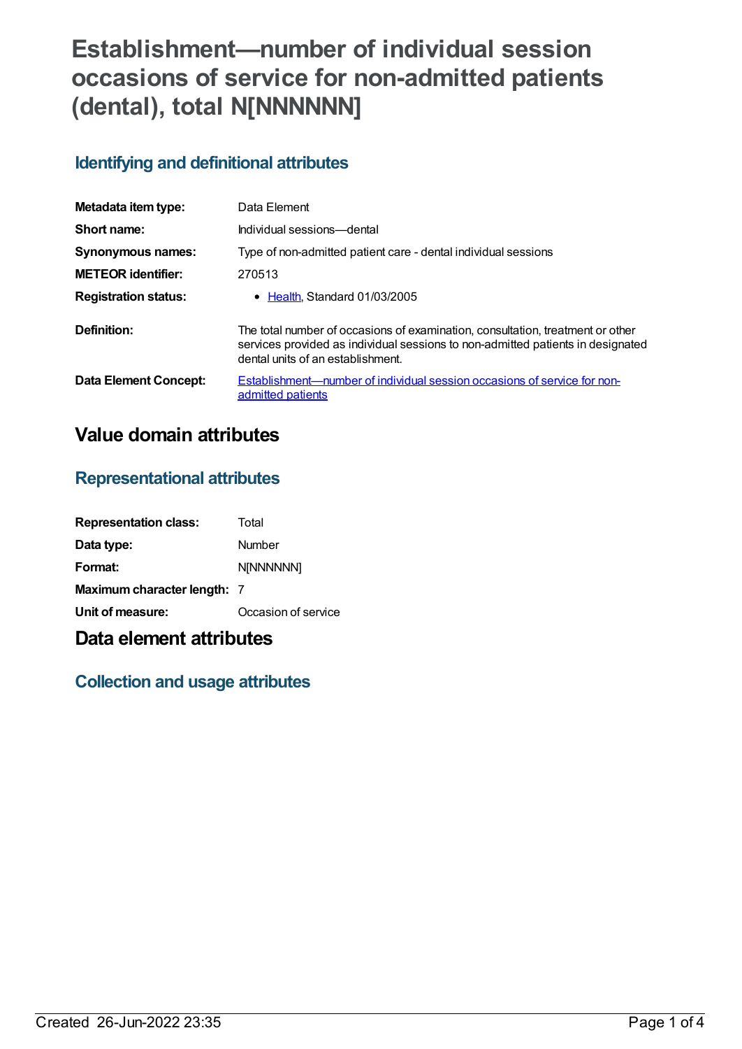# Establishment—number of individual session occasions of service for non-admitted patients (dental), total N[NNNNNN]

## Identifying and definitional attributes

| | |
|---|---|
| **Metadata item type:** | Data Element |
| **Short name:** | Individual sessions—dental |
| **Synonymous names:** | Type of non-admitted patient care - dental individual sessions |
| **METEOR identifier:** | 270513 |
| **Registration status:** | • Health, Standard 01/03/2005 |
| **Definition:** | The total number of occasions of examination, consultation, treatment or other services provided as individual sessions to non-admitted patients in designated dental units of an establishment. |
| **Data Element Concept:** | Establishment—number of individual session occasions of service for non-admitted patients |

# Value domain attributes

## Representational attributes

| | |
|---|---|
| **Representation class:** | Total |
| **Data type:** | Number |
| **Format:** | N[NNNNNN] |
| **Maximum character length:** | 7 |
| **Unit of measure:** | Occasion of service |

# Data element attributes

## Collection and usage attributes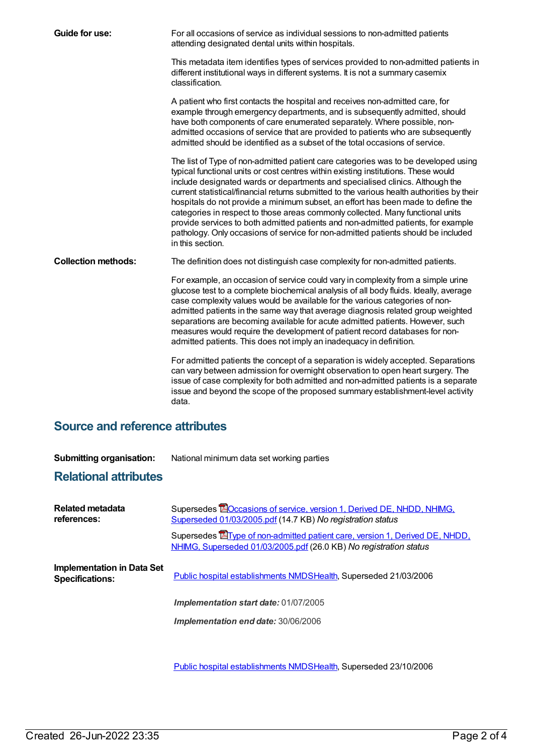**Guide for use:**

For all occasions of service as individual sessions to non-admitted patients attending designated dental units within hospitals.

This metadata item identifies types of services provided to non-admitted patients in different institutional ways in different systems. It is not a summary casemix classification.

A patient who first contacts the hospital and receives non-admitted care, for example through emergency departments, and is subsequently admitted, should have both components of care enumerated separately. Where possible, non-admitted occasions of service that are provided to patients who are subsequently admitted should be identified as a subset of the total occasions of service.

The list of Type of non-admitted patient care categories was to be developed using typical functional units or cost centres within existing institutions. These would include designated wards or departments and specialised clinics. Although the current statistical/financial returns submitted to the various health authorities by their hospitals do not provide a minimum subset, an effort has been made to define the categories in respect to those areas commonly collected. Many functional units provide services to both admitted patients and non-admitted patients, for example pathology. Only occasions of service for non-admitted patients should be included in this section.

**Collection methods:**

The definition does not distinguish case complexity for non-admitted patients.

For example, an occasion of service could vary in complexity from a simple urine glucose test to a complete biochemical analysis of all body fluids. Ideally, average case complexity values would be available for the various categories of non-admitted patients in the same way that average diagnosis related group weighted separations are becoming available for acute admitted patients. However, such measures would require the development of patient record databases for non-admitted patients. This does not imply an inadequacy in definition.

For admitted patients the concept of a separation is widely accepted. Separations can vary between admission for overnight observation to open heart surgery. The issue of case complexity for both admitted and non-admitted patients is a separate issue and beyond the scope of the proposed summary establishment-level activity data.

## Source and reference attributes

**Submitting organisation:** National minimum data set working parties

## Relational attributes

**Related metadata references:**

Supersedes Occasions of service, version 1, Derived DE, NHDD, NHIMG, Superseded 01/03/2005.pdf (14.7 KB) *No registration status*

Supersedes Type of non-admitted patient care, version 1, Derived DE, NHDD, NHIMG, Superseded 01/03/2005.pdf (26.0 KB) *No registration status*

**Implementation in Data Set Specifications:**

Public hospital establishments NMDSHealth, Superseded 21/03/2006

***Implementation start date:*** 01/07/2005

***Implementation end date:*** 30/06/2006

Public hospital establishments NMDSHealth, Superseded 23/10/2006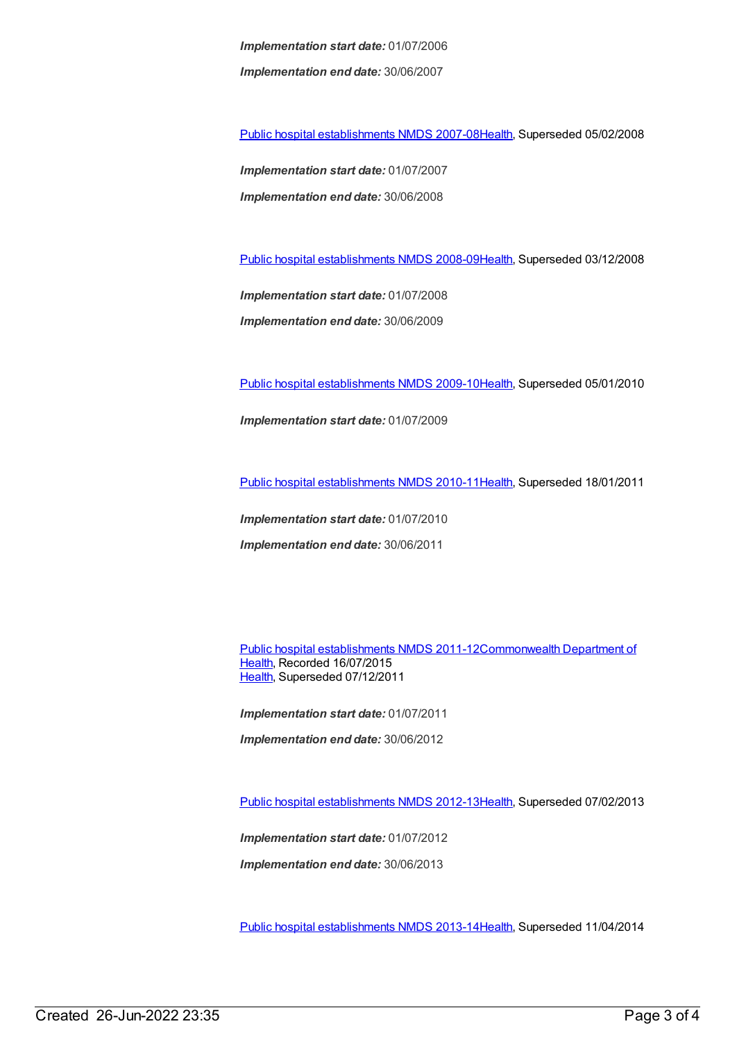***Implementation start date:*** 01/07/2006

***Implementation end date:*** 30/06/2007

Public hospital establishments NMDS 2007-08Health, Superseded 05/02/2008

***Implementation start date:*** 01/07/2007

***Implementation end date:*** 30/06/2008

Public hospital establishments NMDS 2008-09Health, Superseded 03/12/2008

***Implementation start date:*** 01/07/2008

***Implementation end date:*** 30/06/2009

Public hospital establishments NMDS 2009-10Health, Superseded 05/01/2010

***Implementation start date:*** 01/07/2009

Public hospital establishments NMDS 2010-11Health, Superseded 18/01/2011

***Implementation start date:*** 01/07/2010

***Implementation end date:*** 30/06/2011

Public hospital establishments NMDS 2011-12Commonwealth Department of Health, Recorded 16/07/2015
Health, Superseded 07/12/2011

***Implementation start date:*** 01/07/2011

***Implementation end date:*** 30/06/2012

Public hospital establishments NMDS 2012-13Health, Superseded 07/02/2013

***Implementation start date:*** 01/07/2012

***Implementation end date:*** 30/06/2013

Public hospital establishments NMDS 2013-14Health, Superseded 11/04/2014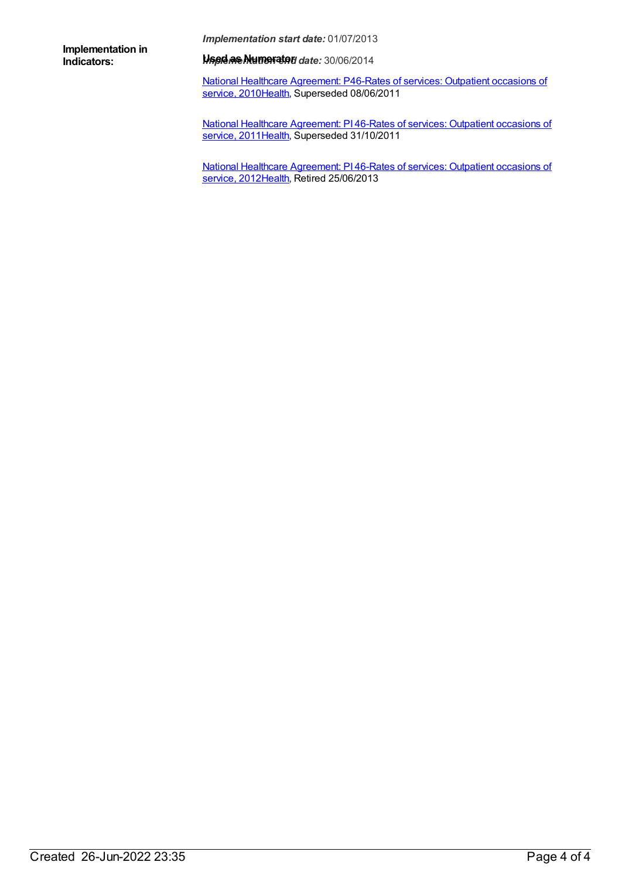*Implementation start date:* 01/07/2013

*Implementation end date:* 30/06/2014

**Implementation in Indicators:**

**Used as Numerator**

National Healthcare Agreement: P46-Rates of services: Outpatient occasions of service, 2010Health, Superseded 08/06/2011

National Healthcare Agreement: PI 46-Rates of services: Outpatient occasions of service, 2011Health, Superseded 31/10/2011

National Healthcare Agreement: PI 46-Rates of services: Outpatient occasions of service, 2012Health, Retired 25/06/2013